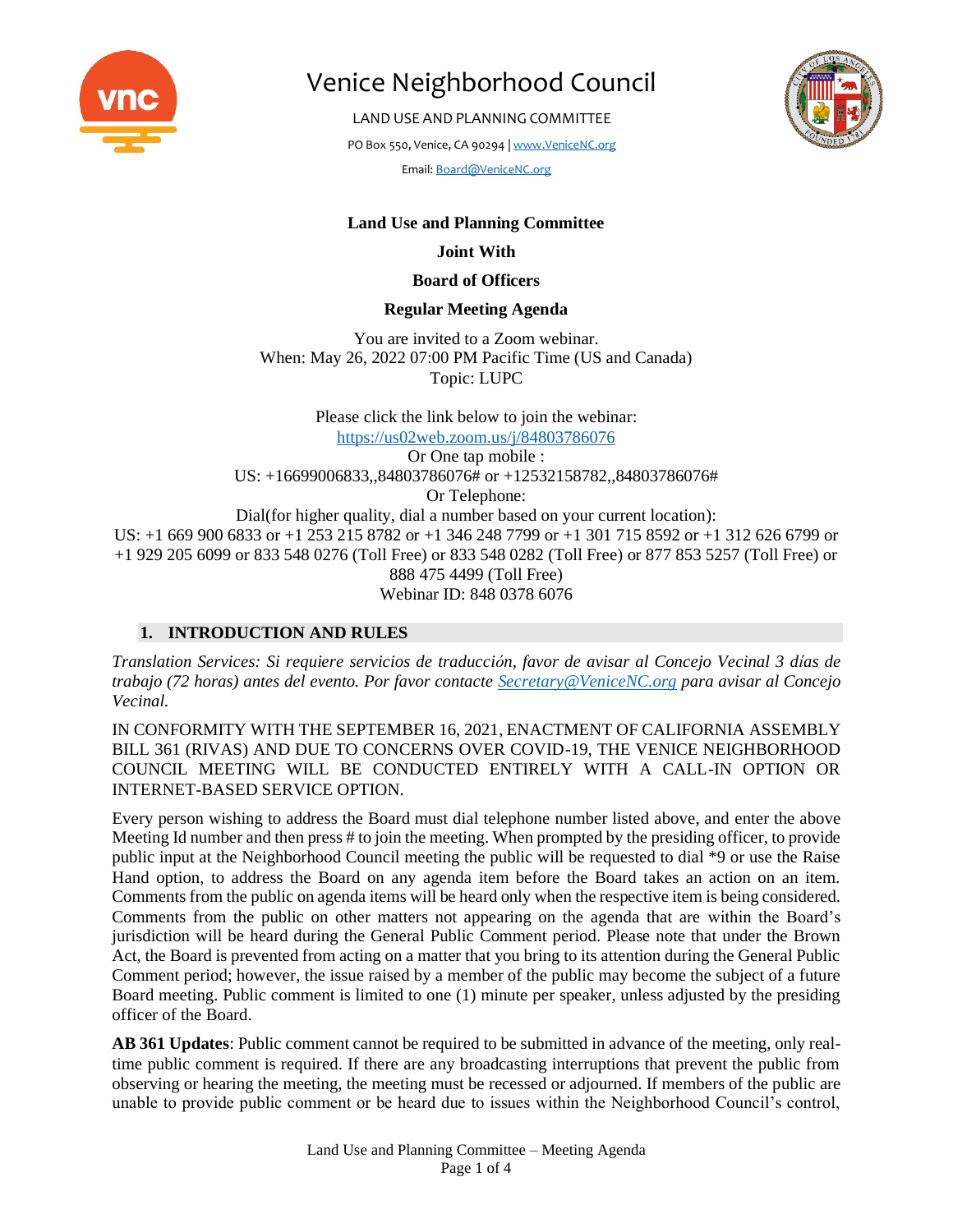# Venice Neighborhood Council

LAND USE AND PLANNING COMMITTEE

PO Box 550, Venice, CA 90294 | www.VeniceNC.org

Email: Board@VeniceNC.org

**Land Use and Planning Committee**

**Joint With**

**Board of Officers**

**Regular Meeting Agenda**

You are invited to a Zoom webinar.
When: May 26, 2022 07:00 PM Pacific Time (US and Canada)
Topic: LUPC

Please click the link below to join the webinar:
https://us02web.zoom.us/j/84803786076
Or One tap mobile :
US: +16699006833,,84803786076# or +12532158782,,84803786076#
Or Telephone:
Dial(for higher quality, dial a number based on your current location):
US: +1 669 900 6833 or +1 253 215 8782 or +1 346 248 7799 or +1 301 715 8592 or +1 312 626 6799 or +1 929 205 6099 or 833 548 0276 (Toll Free) or 833 548 0282 (Toll Free) or 877 853 5257 (Toll Free) or 888 475 4499 (Toll Free)
Webinar ID: 848 0378 6076

## 1. INTRODUCTION AND RULES

*Translation Services: Si requiere servicios de traducción, favor de avisar al Concejo Vecinal 3 días de trabajo (72 horas) antes del evento. Por favor contacte Secretary@VeniceNC.org para avisar al Concejo Vecinal.*

IN CONFORMITY WITH THE SEPTEMBER 16, 2021, ENACTMENT OF CALIFORNIA ASSEMBLY BILL 361 (RIVAS) AND DUE TO CONCERNS OVER COVID-19, THE VENICE NEIGHBORHOOD COUNCIL MEETING WILL BE CONDUCTED ENTIRELY WITH A CALL-IN OPTION OR INTERNET-BASED SERVICE OPTION.

Every person wishing to address the Board must dial telephone number listed above, and enter the above Meeting Id number and then press # to join the meeting. When prompted by the presiding officer, to provide public input at the Neighborhood Council meeting the public will be requested to dial *9 or use the Raise Hand option, to address the Board on any agenda item before the Board takes an action on an item. Comments from the public on agenda items will be heard only when the respective item is being considered. Comments from the public on other matters not appearing on the agenda that are within the Board's jurisdiction will be heard during the General Public Comment period. Please note that under the Brown Act, the Board is prevented from acting on a matter that you bring to its attention during the General Public Comment period; however, the issue raised by a member of the public may become the subject of a future Board meeting. Public comment is limited to one (1) minute per speaker, unless adjusted by the presiding officer of the Board.

**AB 361 Updates**: Public comment cannot be required to be submitted in advance of the meeting, only real-time public comment is required. If there are any broadcasting interruptions that prevent the public from observing or hearing the meeting, the meeting must be recessed or adjourned. If members of the public are unable to provide public comment or be heard due to issues within the Neighborhood Council's control,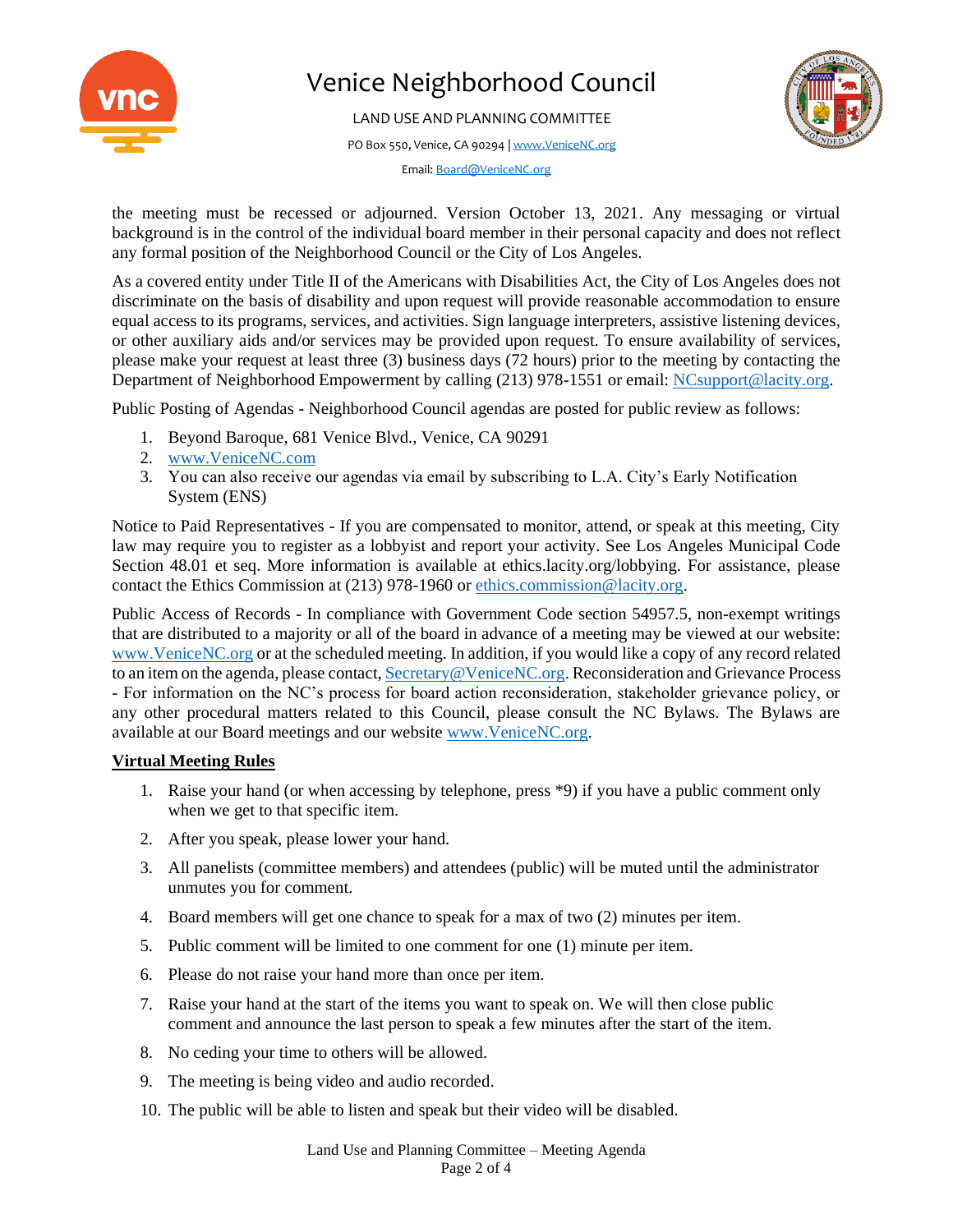the meeting must be recessed or adjourned. Version October 13, 2021. Any messaging or virtual background is in the control of the individual board member in their personal capacity and does not reflect any formal position of the Neighborhood Council or the City of Los Angeles.

As a covered entity under Title II of the Americans with Disabilities Act, the City of Los Angeles does not discriminate on the basis of disability and upon request will provide reasonable accommodation to ensure equal access to its programs, services, and activities. Sign language interpreters, assistive listening devices, or other auxiliary aids and/or services may be provided upon request. To ensure availability of services, please make your request at least three (3) business days (72 hours) prior to the meeting by contacting the Department of Neighborhood Empowerment by calling (213) 978-1551 or email: NCsupport@lacity.org.

Public Posting of Agendas - Neighborhood Council agendas are posted for public review as follows:

1. Beyond Baroque, 681 Venice Blvd., Venice, CA 90291
2. www.VeniceNC.com
3. You can also receive our agendas via email by subscribing to L.A. City's Early Notification System (ENS)

Notice to Paid Representatives - If you are compensated to monitor, attend, or speak at this meeting, City law may require you to register as a lobbyist and report your activity. See Los Angeles Municipal Code Section 48.01 et seq. More information is available at ethics.lacity.org/lobbying. For assistance, please contact the Ethics Commission at (213) 978-1960 or ethics.commission@lacity.org.

Public Access of Records - In compliance with Government Code section 54957.5, non-exempt writings that are distributed to a majority or all of the board in advance of a meeting may be viewed at our website: www.VeniceNC.org or at the scheduled meeting. In addition, if you would like a copy of any record related to an item on the agenda, please contact, Secretary@VeniceNC.org. Reconsideration and Grievance Process - For information on the NC's process for board action reconsideration, stakeholder grievance policy, or any other procedural matters related to this Council, please consult the NC Bylaws. The Bylaws are available at our Board meetings and our website www.VeniceNC.org.

**Virtual Meeting Rules**

1. Raise your hand (or when accessing by telephone, press *9) if you have a public comment only when we get to that specific item.
2. After you speak, please lower your hand.
3. All panelists (committee members) and attendees (public) will be muted until the administrator unmutes you for comment.
4. Board members will get one chance to speak for a max of two (2) minutes per item.
5. Public comment will be limited to one comment for one (1) minute per item.
6. Please do not raise your hand more than once per item.
7. Raise your hand at the start of the items you want to speak on. We will then close public comment and announce the last person to speak a few minutes after the start of the item.
8. No ceding your time to others will be allowed.
9. The meeting is being video and audio recorded.
10. The public will be able to listen and speak but their video will be disabled.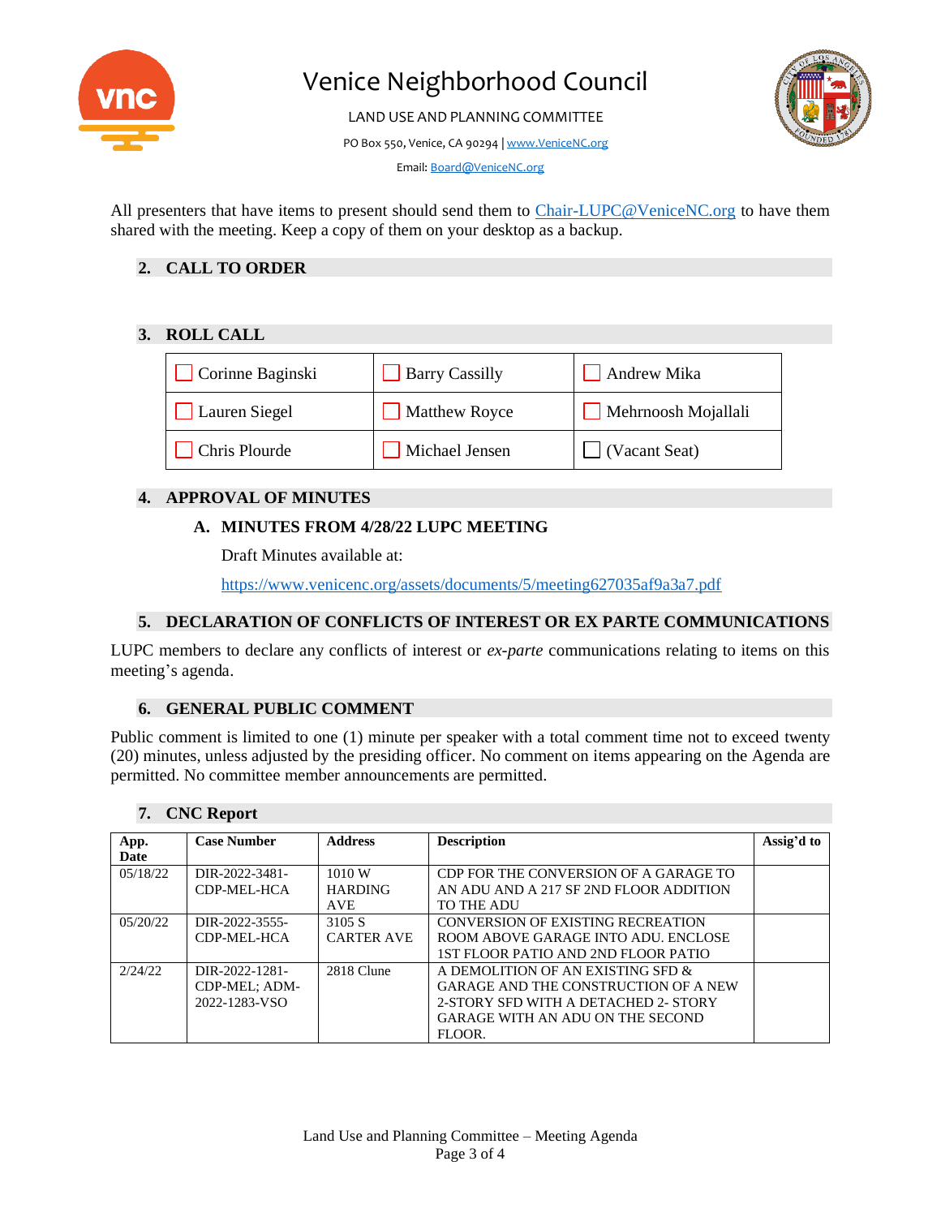# Venice Neighborhood Council

LAND USE AND PLANNING COMMITTEE

PO Box 550, Venice, CA 90294 | www.VeniceNC.org

Email: Board@VeniceNC.org

All presenters that have items to present should send them to Chair-LUPC@VeniceNC.org to have them shared with the meeting. Keep a copy of them on your desktop as a backup.

## 2. CALL TO ORDER

## 3. ROLL CALL

| | | |
|---|---|---|
| ☐ Corinne Baginski | ☐ Barry Cassilly | ☐ Andrew Mika |
| ☐ Lauren Siegel | ☐ Matthew Royce | ☐ Mehrnoosh Mojallali |
| ☐ Chris Plourde | ☐ Michael Jensen | ☐ (Vacant Seat) |

## 4. APPROVAL OF MINUTES

### A. MINUTES FROM 4/28/22 LUPC MEETING

Draft Minutes available at:

https://www.venicenc.org/assets/documents/5/meeting627035af9a3a7.pdf

## 5. DECLARATION OF CONFLICTS OF INTEREST OR EX PARTE COMMUNICATIONS

LUPC members to declare any conflicts of interest or *ex-parte* communications relating to items on this meeting's agenda.

## 6. GENERAL PUBLIC COMMENT

Public comment is limited to one (1) minute per speaker with a total comment time not to exceed twenty (20) minutes, unless adjusted by the presiding officer. No comment on items appearing on the Agenda are permitted. No committee member announcements are permitted.

## 7. CNC Report

| App. Date | Case Number | Address | Description | Assig'd to |
|---|---|---|---|---|
| 05/18/22 | DIR-2022-3481-CDP-MEL-HCA | 1010 W HARDING AVE | CDP FOR THE CONVERSION OF A GARAGE TO AN ADU AND A 217 SF 2ND FLOOR ADDITION TO THE ADU | |
| 05/20/22 | DIR-2022-3555-CDP-MEL-HCA | 3105 S CARTER AVE | CONVERSION OF EXISTING RECREATION ROOM ABOVE GARAGE INTO ADU. ENCLOSE 1ST FLOOR PATIO AND 2ND FLOOR PATIO | |
| 2/24/22 | DIR-2022-1281-CDP-MEL; ADM-2022-1283-VSO | 2818 Clune | A DEMOLITION OF AN EXISTING SFD & GARAGE AND THE CONSTRUCTION OF A NEW 2-STORY SFD WITH A DETACHED 2- STORY GARAGE WITH AN ADU ON THE SECOND FLOOR. | |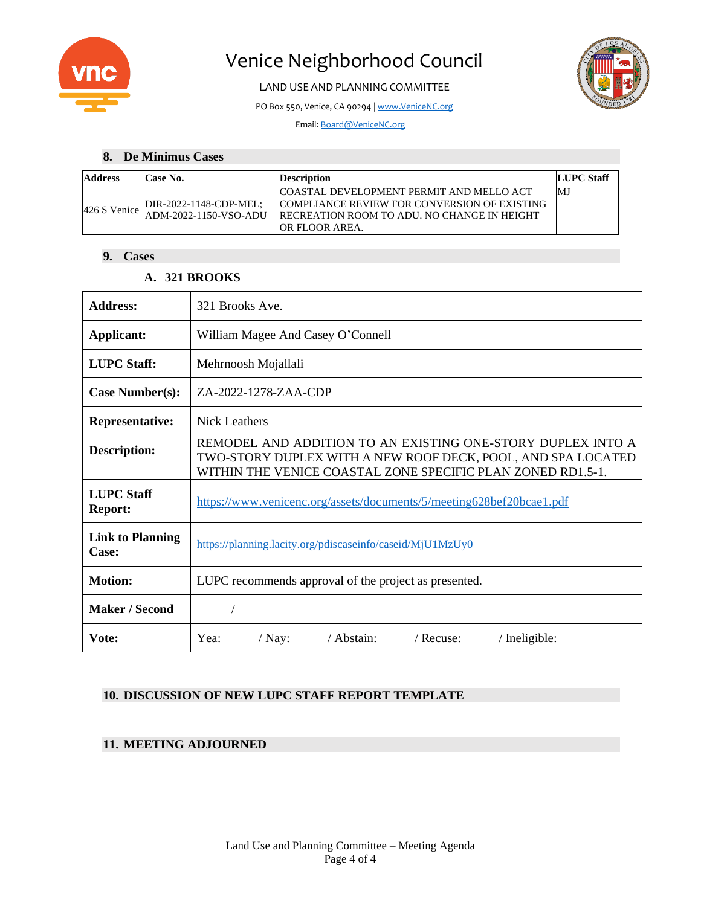# Venice Neighborhood Council

LAND USE AND PLANNING COMMITTEE

PO Box 550, Venice, CA 90294 | www.VeniceNC.org

Email: Board@VeniceNC.org

## 8. De Minimus Cases

| Address | Case No. | Description | LUPC Staff |
|---|---|---|---|
| 426 S Venice | DIR-2022-1148-CDP-MEL; ADM-2022-1150-VSO-ADU | COASTAL DEVELOPMENT PERMIT AND MELLO ACT COMPLIANCE REVIEW FOR CONVERSION OF EXISTING RECREATION ROOM TO ADU. NO CHANGE IN HEIGHT OR FLOOR AREA. | MJ |

## 9. Cases

### A. 321 BROOKS

| | |
|---|---|
| **Address:** | 321 Brooks Ave. |
| **Applicant:** | William Magee And Casey O'Connell |
| **LUPC Staff:** | Mehrnoosh Mojallali |
| **Case Number(s):** | ZA-2022-1278-ZAA-CDP |
| **Representative:** | Nick Leathers |
| **Description:** | REMODEL AND ADDITION TO AN EXISTING ONE-STORY DUPLEX INTO A TWO-STORY DUPLEX WITH A NEW ROOF DECK, POOL, AND SPA LOCATED WITHIN THE VENICE COASTAL ZONE SPECIFIC PLAN ZONED RD1.5-1. |
| **LUPC Staff Report:** | https://www.venicenc.org/assets/documents/5/meeting628bef20bcae1.pdf |
| **Link to Planning Case:** | https://planning.lacity.org/pdiscaseinfo/caseid/MjU1MzUy0 |
| **Motion:** | LUPC recommends approval of the project as presented. |
| **Maker / Second** | / |
| **Vote:** | Yea: / Nay: / Abstain: / Recuse: / Ineligible: |

## 10. DISCUSSION OF NEW LUPC STAFF REPORT TEMPLATE

## 11. MEETING ADJOURNED